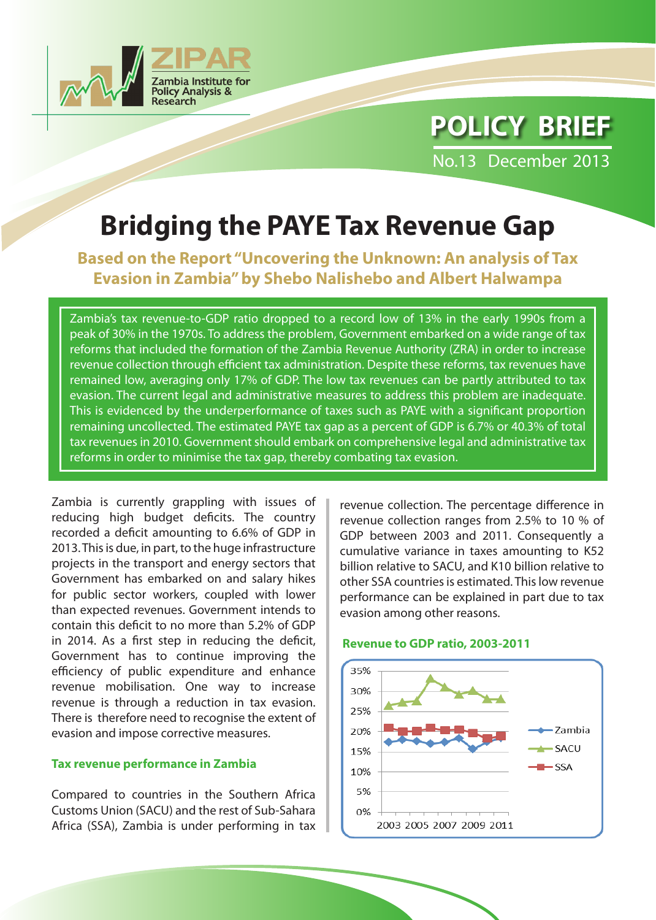ZIPAR

Zambia Institute for Policy Analysis & Research

**POLICY BRIEF**

No.13 December 2013

# Bridging the PAYE Tax Revenue Gap

**Based on the Report "Uncovering the Unknown: An analysis of Tax Evasion in Zambia" by Shebo Nalishebo and Albert Halwampa**

Zambia's tax revenue-to-GDP ratio dropped to a record low of 13% in the early 1990s from a peak of 30% in the 1970s. To address the problem, Government embarked on a wide range of tax reforms that included the formation of the Zambia Revenue Authority (ZRA) in order to increase revenue collection through efficient tax administration. Despite these reforms, tax revenues have remained low, averaging only 17% of GDP. The low tax revenues can be partly attributed to tax evasion. The current legal and administrative measures to address this problem are inadequate. This is evidenced by the underperformance of taxes such as PAYE with a significant proportion remaining uncollected. The estimated PAYE tax gap as a percent of GDP is 6.7% or 40.3% of total tax revenues in 2010. Government should embark on comprehensive legal and administrative tax reforms in order to minimise the tax gap, thereby combating tax evasion.

Zambia is currently grappling with issues of reducing high budget deficits. The country recorded a deficit amounting to 6.6% of GDP in 2013. This is due, in part, to the huge infrastructure projects in the transport and energy sectors that Government has embarked on and salary hikes for public sector workers, coupled with lower than expected revenues. Government intends to contain this deficit to no more than 5.2% of GDP in 2014. As a first step in reducing the deficit, Government has to continue improving the efficiency of public expenditure and enhance revenue mobilisation. One way to increase revenue is through a reduction in tax evasion. There is therefore need to recognise the extent of evasion and impose corrective measures.

## Tax revenue performance in Zambia

Compared to countries in the Southern Africa Customs Union (SACU) and the rest of Sub-Sahara Africa (SSA), Zambia is under performing in tax revenue collection. The percentage difference in revenue collection ranges from 2.5% to 10 % of GDP between 2003 and 2011. Consequently a cumulative variance in taxes amounting to K52 billion relative to SACU, and K10 billion relative to other SSA countries is estimated. This low revenue performance can be explained in part due to tax evasion among other reasons.

**Revenue to GDP ratio, 2003-2011**

(Chart: line graph of revenue to GDP ratio, 0%–35%, for 2003–2011; series: Zambia, SACU, SSA)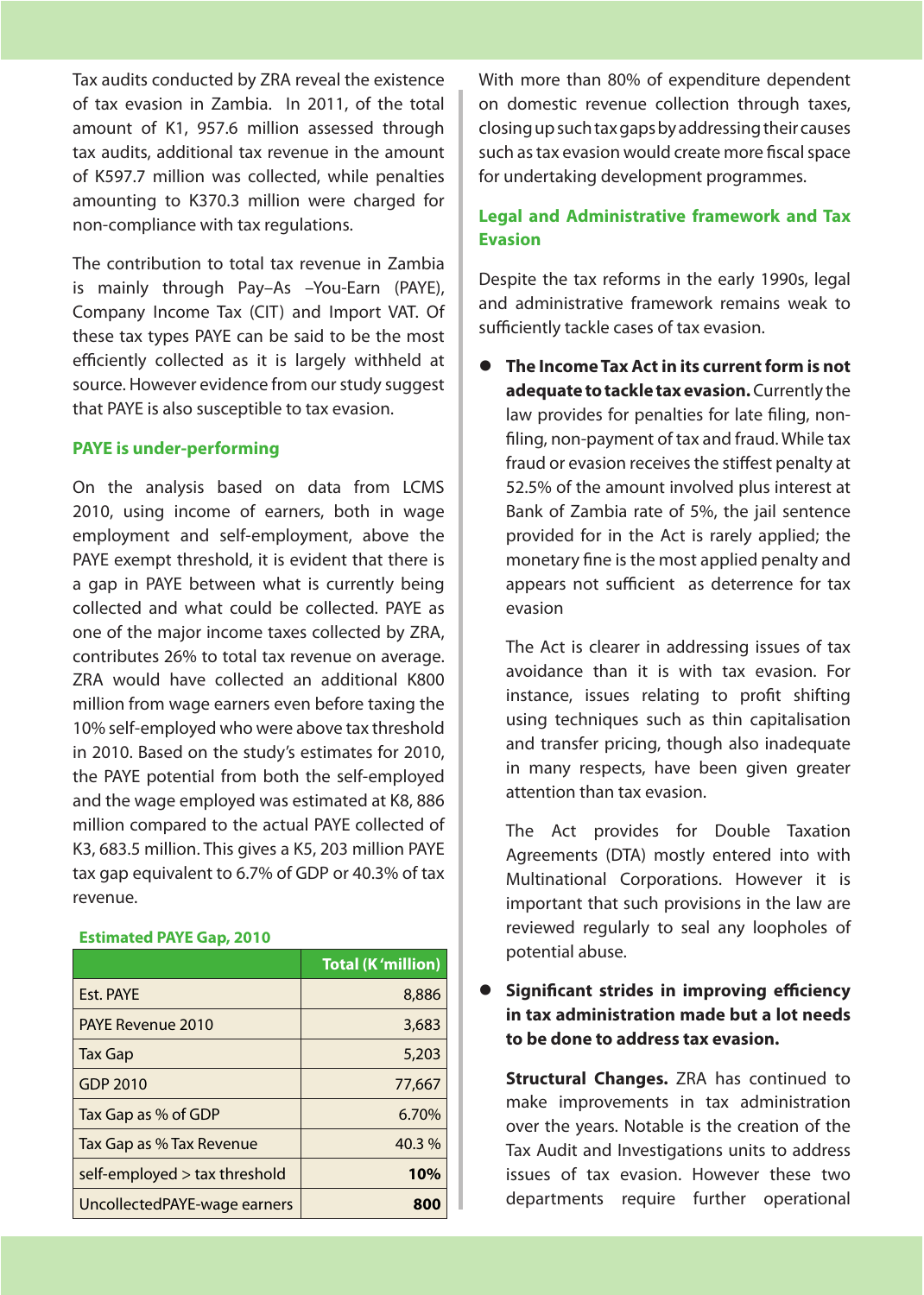Tax audits conducted by ZRA reveal the existence of tax evasion in Zambia. In 2011, of the total amount of K1, 957.6 million assessed through tax audits, additional tax revenue in the amount of K597.7 million was collected, while penalties amounting to K370.3 million were charged for non-compliance with tax regulations.

The contribution to total tax revenue in Zambia is mainly through Pay–As –You-Earn (PAYE), Company Income Tax (CIT) and Import VAT. Of these tax types PAYE can be said to be the most efficiently collected as it is largely withheld at source. However evidence from our study suggest that PAYE is also susceptible to tax evasion.

### PAYE is under-performing

On the analysis based on data from LCMS 2010, using income of earners, both in wage employment and self-employment, above the PAYE exempt threshold, it is evident that there is a gap in PAYE between what is currently being collected and what could be collected. PAYE as one of the major income taxes collected by ZRA, contributes 26% to total tax revenue on average. ZRA would have collected an additional K800 million from wage earners even before taxing the 10% self-employed who were above tax threshold in 2010. Based on the study's estimates for 2010, the PAYE potential from both the self-employed and the wage employed was estimated at K8, 886 million compared to the actual PAYE collected of K3, 683.5 million. This gives a K5, 203 million PAYE tax gap equivalent to 6.7% of GDP or 40.3% of tax revenue.

**Estimated PAYE Gap, 2010**

| | Total (K 'million) |
|---|---:|
| Est. PAYE | 8,886 |
| PAYE Revenue 2010 | 3,683 |
| Tax Gap | 5,203 |
| GDP 2010 | 77,667 |
| Tax Gap as % of GDP | 6.70% |
| Tax Gap as % Tax Revenue | 40.3 % |
| self-employed > tax threshold | **10%** |
| UncollectedPAYE-wage earners | **800** |

With more than 80% of expenditure dependent on domestic revenue collection through taxes, closing up such tax gaps by addressing their causes such as tax evasion would create more fiscal space for undertaking development programmes.

### Legal and Administrative framework and Tax Evasion

Despite the tax reforms in the early 1990s, legal and administrative framework remains weak to sufficiently tackle cases of tax evasion.

- **The Income Tax Act in its current form is not adequate to tackle tax evasion.** Currently the law provides for penalties for late filing, non-filing, non-payment of tax and fraud. While tax fraud or evasion receives the stiffest penalty at 52.5% of the amount involved plus interest at Bank of Zambia rate of 5%, the jail sentence provided for in the Act is rarely applied; the monetary fine is the most applied penalty and appears not sufficient as deterrence for tax evasion

  The Act is clearer in addressing issues of tax avoidance than it is with tax evasion. For instance, issues relating to profit shifting using techniques such as thin capitalisation and transfer pricing, though also inadequate in many respects, have been given greater attention than tax evasion.

  The Act provides for Double Taxation Agreements (DTA) mostly entered into with Multinational Corporations. However it is important that such provisions in the law are reviewed regularly to seal any loopholes of potential abuse.

- **Significant strides in improving efficiency in tax administration made but a lot needs to be done to address tax evasion.**

  **Structural Changes.** ZRA has continued to make improvements in tax administration over the years. Notable is the creation of the Tax Audit and Investigations units to address issues of tax evasion. However these two departments require further operational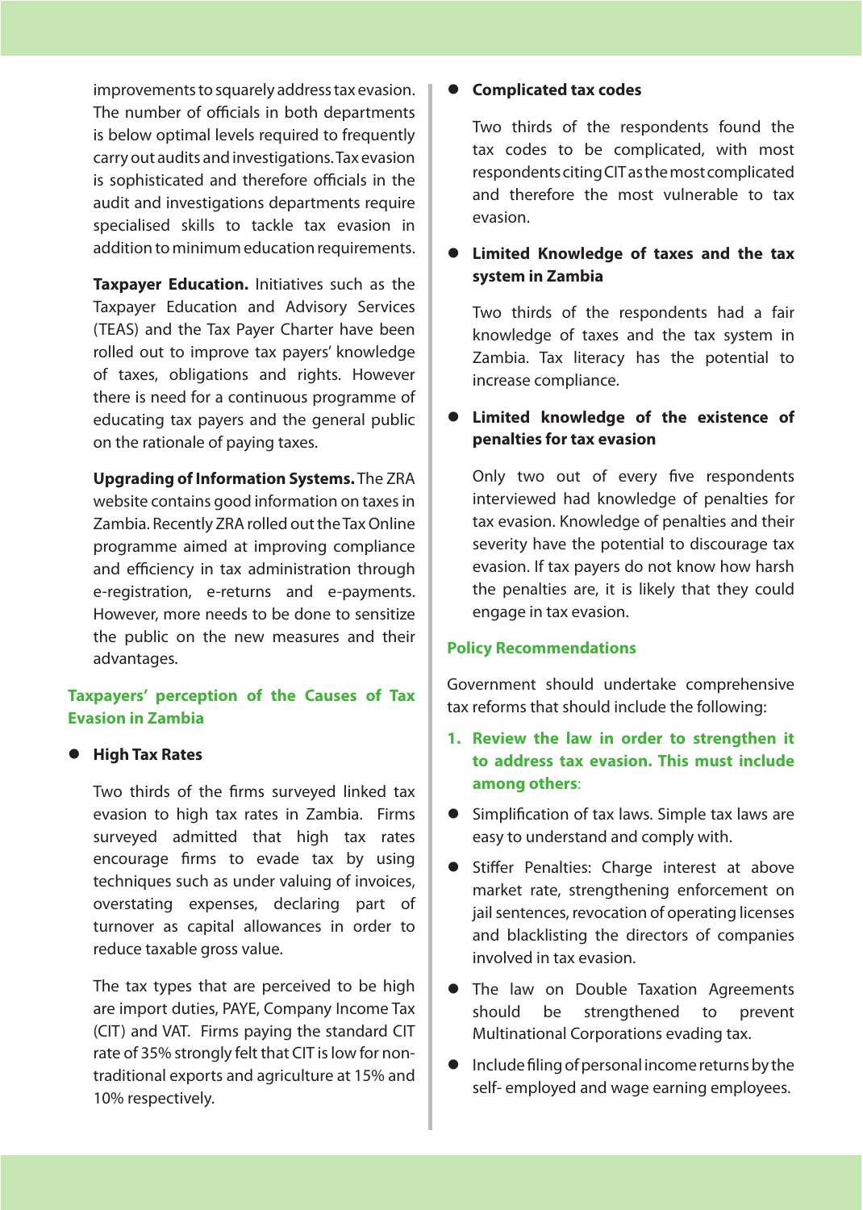improvements to squarely address tax evasion. The number of officials in both departments is below optimal levels required to frequently carry out audits and investigations. Tax evasion is sophisticated and therefore officials in the audit and investigations departments require specialised skills to tackle tax evasion in addition to minimum education requirements.

**Taxpayer Education.** Initiatives such as the Taxpayer Education and Advisory Services (TEAS) and the Tax Payer Charter have been rolled out to improve tax payers' knowledge of taxes, obligations and rights. However there is need for a continuous programme of educating tax payers and the general public on the rationale of paying taxes.

**Upgrading of Information Systems.** The ZRA website contains good information on taxes in Zambia. Recently ZRA rolled out the Tax Online programme aimed at improving compliance and efficiency in tax administration through e-registration, e-returns and e-payments. However, more needs to be done to sensitize the public on the new measures and their advantages.

## Taxpayers' perception of the Causes of Tax Evasion in Zambia

- **High Tax Rates**

  Two thirds of the firms surveyed linked tax evasion to high tax rates in Zambia. Firms surveyed admitted that high tax rates encourage firms to evade tax by using techniques such as under valuing of invoices, overstating expenses, declaring part of turnover as capital allowances in order to reduce taxable gross value.

  The tax types that are perceived to be high are import duties, PAYE, Company Income Tax (CIT) and VAT. Firms paying the standard CIT rate of 35% strongly felt that CIT is low for non-traditional exports and agriculture at 15% and 10% respectively.

- **Complicated tax codes**

  Two thirds of the respondents found the tax codes to be complicated, with most respondents citing CIT as the most complicated and therefore the most vulnerable to tax evasion.

- **Limited Knowledge of taxes and the tax system in Zambia**

  Two thirds of the respondents had a fair knowledge of taxes and the tax system in Zambia. Tax literacy has the potential to increase compliance.

- **Limited knowledge of the existence of penalties for tax evasion**

  Only two out of every five respondents interviewed had knowledge of penalties for tax evasion. Knowledge of penalties and their severity have the potential to discourage tax evasion. If tax payers do not know how harsh the penalties are, it is likely that they could engage in tax evasion.

## Policy Recommendations

Government should undertake comprehensive tax reforms that should include the following:

1. **Review the law in order to strengthen it to address tax evasion. This must include among others:**

- Simplification of tax laws. Simple tax laws are easy to understand and comply with.
- Stiffer Penalties: Charge interest at above market rate, strengthening enforcement on jail sentences, revocation of operating licenses and blacklisting the directors of companies involved in tax evasion.
- The law on Double Taxation Agreements should be strengthened to prevent Multinational Corporations evading tax.
- Include filing of personal income returns by the self- employed and wage earning employees.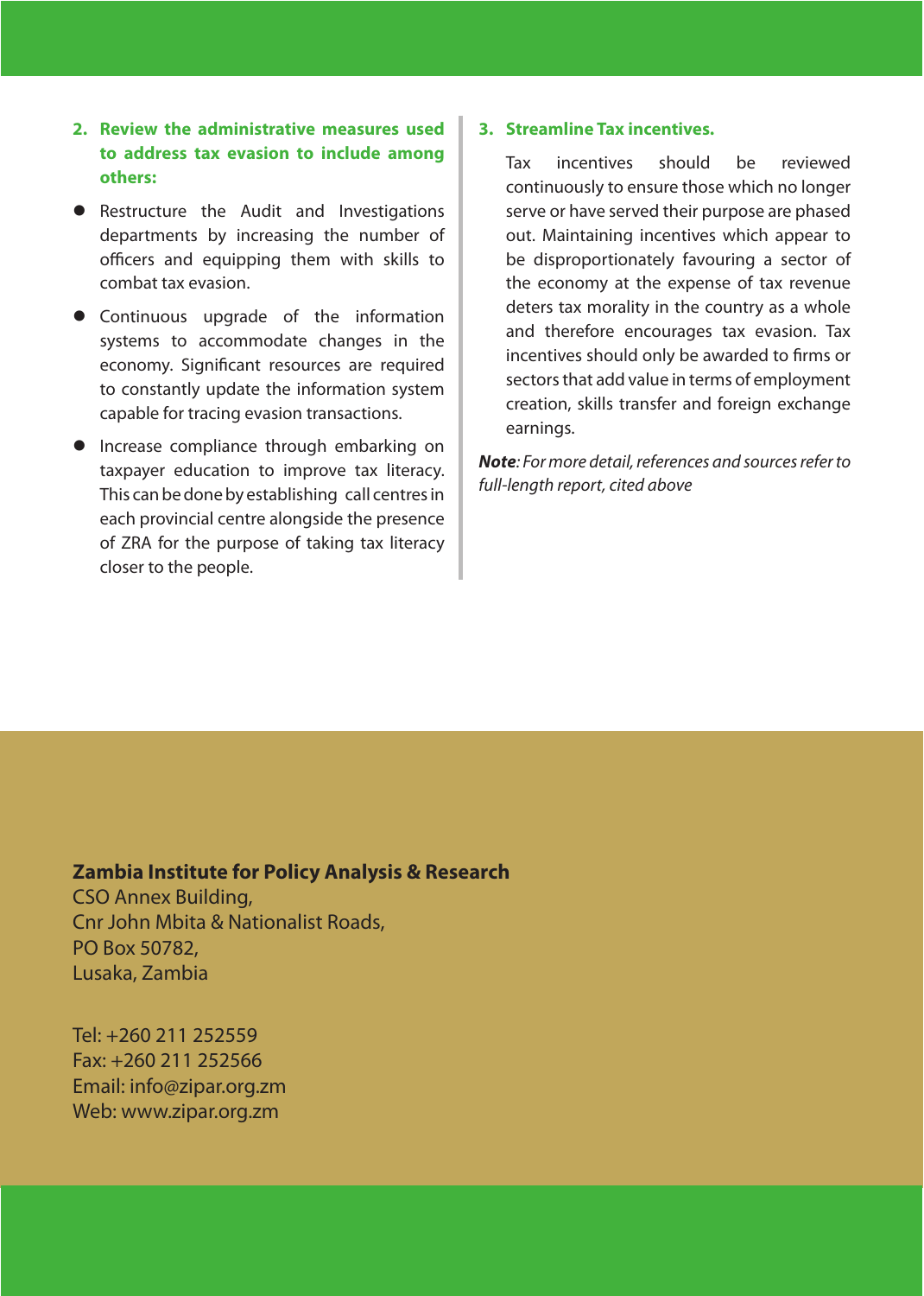2. **Review the administrative measures used to address tax evasion to include among others:**

- Restructure the Audit and Investigations departments by increasing the number of officers and equipping them with skills to combat tax evasion.
- Continuous upgrade of the information systems to accommodate changes in the economy. Significant resources are required to constantly update the information system capable for tracing evasion transactions.
- Increase compliance through embarking on taxpayer education to improve tax literacy. This can be done by establishing call centres in each provincial centre alongside the presence of ZRA for the purpose of taking tax literacy closer to the people.

3. **Streamline Tax incentives.**

Tax incentives should be reviewed continuously to ensure those which no longer serve or have served their purpose are phased out. Maintaining incentives which appear to be disproportionately favouring a sector of the economy at the expense of tax revenue deters tax morality in the country as a whole and therefore encourages tax evasion. Tax incentives should only be awarded to firms or sectors that add value in terms of employment creation, skills transfer and foreign exchange earnings.

***Note**: For more detail, references and sources refer to full-length report, cited above*

**Zambia Institute for Policy Analysis & Research**
CSO Annex Building,
Cnr John Mbita & Nationalist Roads,
PO Box 50782,
Lusaka, Zambia

Tel: +260 211 252559
Fax: +260 211 252566
Email: info@zipar.org.zm
Web: www.zipar.org.zm